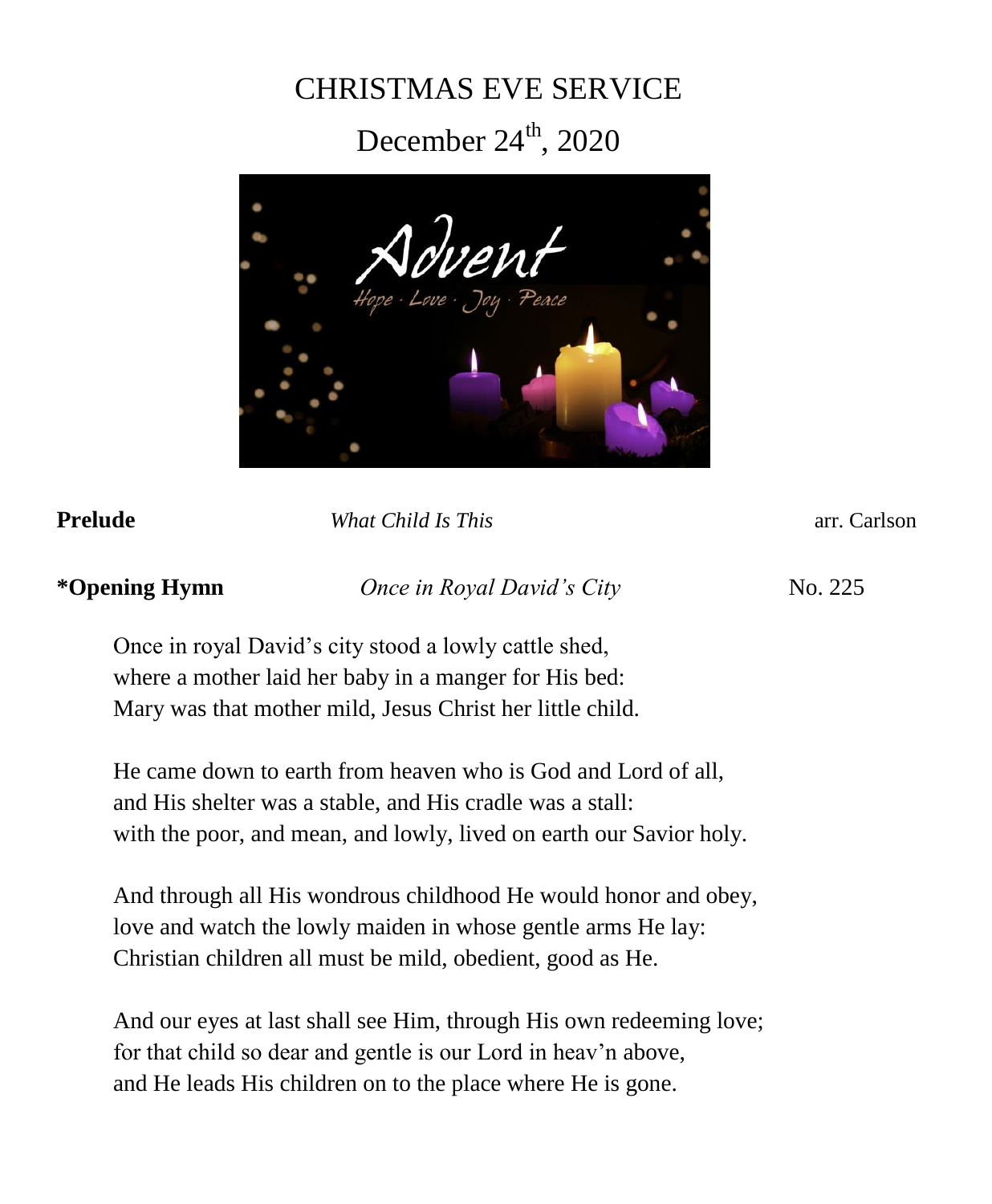# CHRISTMAS EVE SERVICE

## December 24th, 2020

**Prelude** *What Child Is This* arr. Carlson

**\*Opening Hymn** *Once in Royal David's City* No. 225

Once in royal David's city stood a lowly cattle shed,
where a mother laid her baby in a manger for His bed:
Mary was that mother mild, Jesus Christ her little child.

He came down to earth from heaven who is God and Lord of all,
and His shelter was a stable, and His cradle was a stall:
with the poor, and mean, and lowly, lived on earth our Savior holy.

And through all His wondrous childhood He would honor and obey,
love and watch the lowly maiden in whose gentle arms He lay:
Christian children all must be mild, obedient, good as He.

And our eyes at last shall see Him, through His own redeeming love;
for that child so dear and gentle is our Lord in heav'n above,
and He leads His children on to the place where He is gone.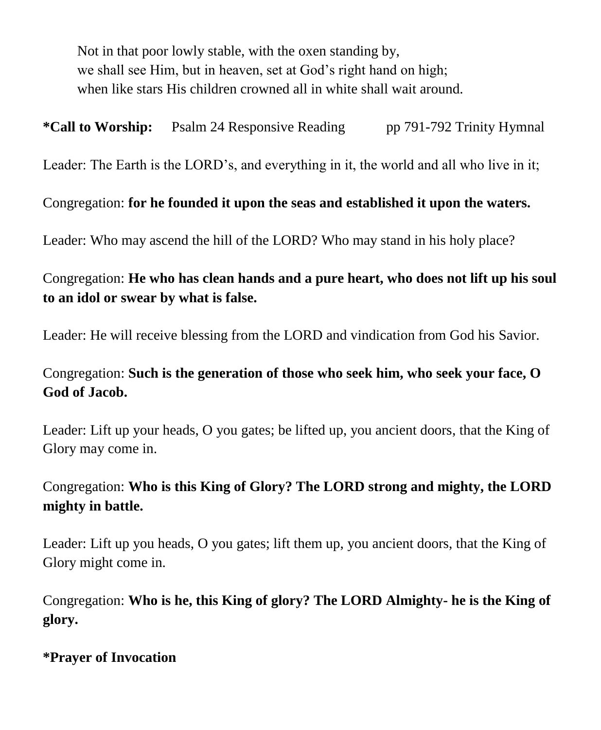Not in that poor lowly stable, with the oxen standing by,
we shall see Him, but in heaven, set at God's right hand on high;
when like stars His children crowned all in white shall wait around.

**\*Call to Worship:** Psalm 24 Responsive Reading pp 791-792 Trinity Hymnal

Leader: The Earth is the LORD's, and everything in it, the world and all who live in it;

Congregation: **for he founded it upon the seas and established it upon the waters.**

Leader: Who may ascend the hill of the LORD? Who may stand in his holy place?

Congregation: **He who has clean hands and a pure heart, who does not lift up his soul to an idol or swear by what is false.**

Leader: He will receive blessing from the LORD and vindication from God his Savior.

Congregation: **Such is the generation of those who seek him, who seek your face, O God of Jacob.**

Leader: Lift up your heads, O you gates; be lifted up, you ancient doors, that the King of Glory may come in.

Congregation: **Who is this King of Glory? The LORD strong and mighty, the LORD mighty in battle.**

Leader: Lift up you heads, O you gates; lift them up, you ancient doors, that the King of Glory might come in.

Congregation: **Who is he, this King of glory? The LORD Almighty- he is the King of glory.**

**\*Prayer of Invocation**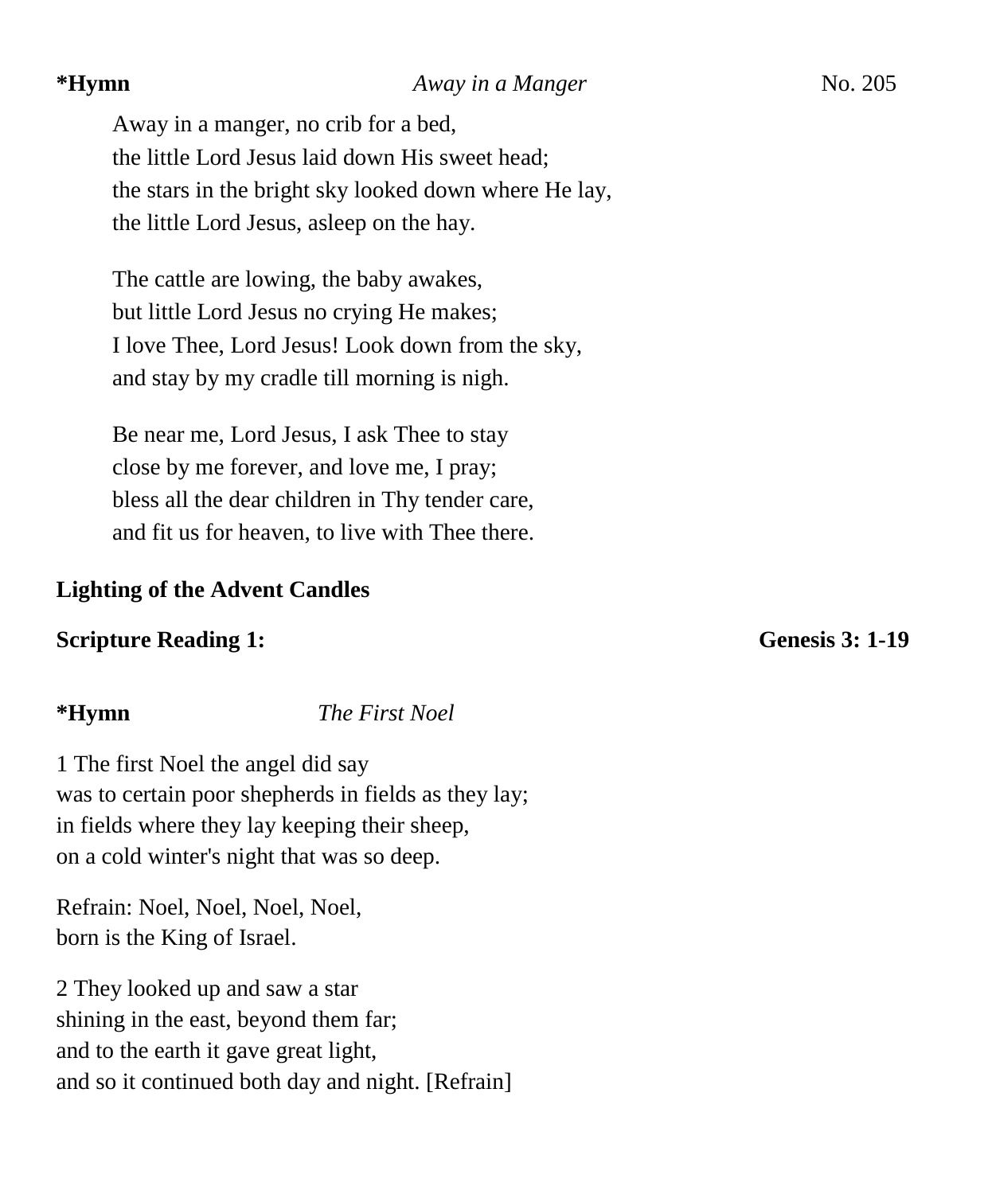**\*Hymn** *Away in a Manger* No. 205

Away in a manger, no crib for a bed,  
the little Lord Jesus laid down His sweet head;  
the stars in the bright sky looked down where He lay,  
the little Lord Jesus, asleep on the hay.

The cattle are lowing, the baby awakes,  
but little Lord Jesus no crying He makes;  
I love Thee, Lord Jesus! Look down from the sky,  
and stay by my cradle till morning is nigh.

Be near me, Lord Jesus, I ask Thee to stay  
close by me forever, and love me, I pray;  
bless all the dear children in Thy tender care,  
and fit us for heaven, to live with Thee there.

**Lighting of the Advent Candles**

**Scripture Reading 1:** **Genesis 3: 1-19**

**\*Hymn** *The First Noel*

1 The first Noel the angel did say  
was to certain poor shepherds in fields as they lay;  
in fields where they lay keeping their sheep,  
on a cold winter's night that was so deep.

Refrain: Noel, Noel, Noel, Noel,  
born is the King of Israel.

2 They looked up and saw a star  
shining in the east, beyond them far;  
and to the earth it gave great light,  
and so it continued both day and night. [Refrain]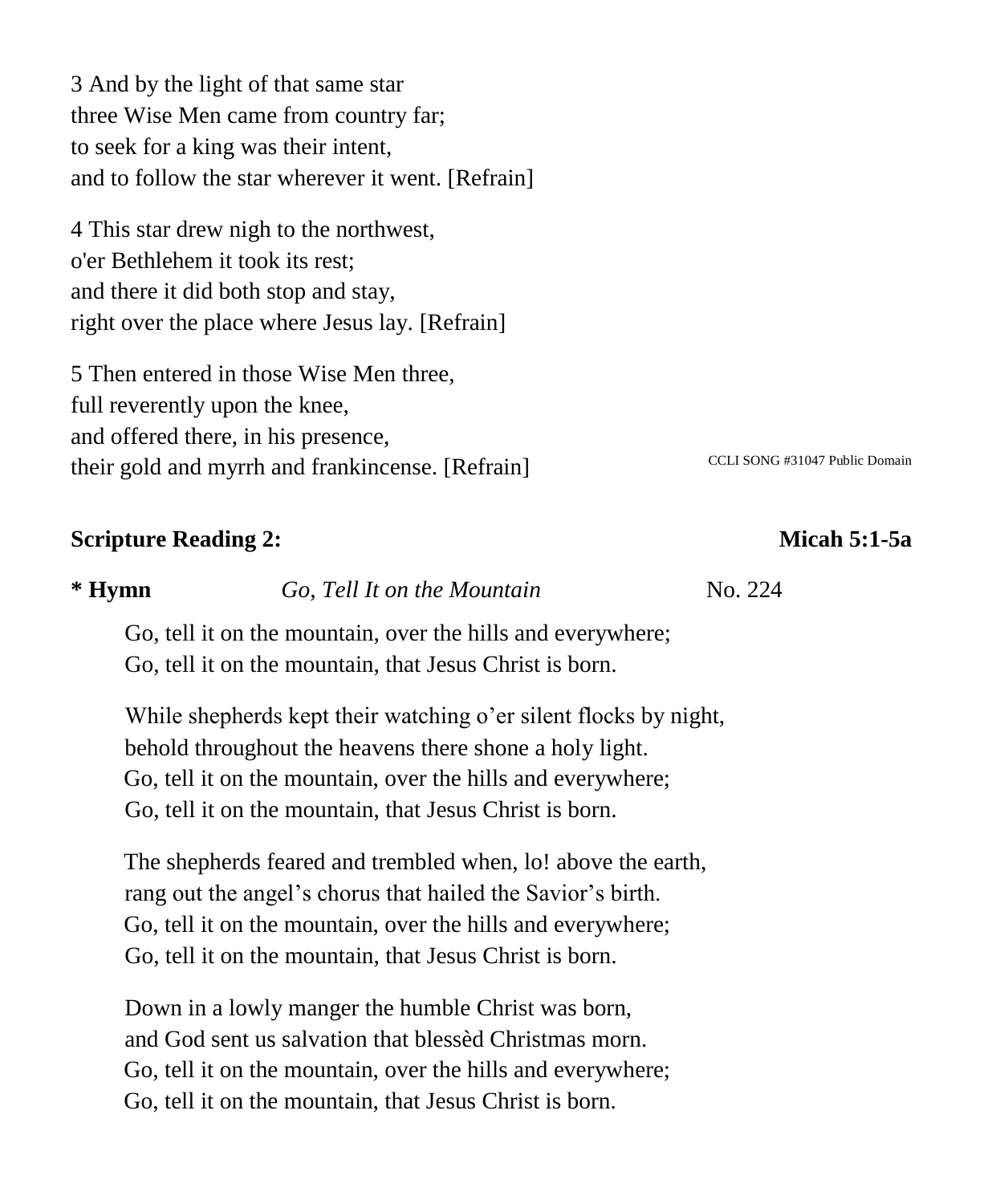3 And by the light of that same star
three Wise Men came from country far;
to seek for a king was their intent,
and to follow the star wherever it went. [Refrain]

4 This star drew nigh to the northwest,
o'er Bethlehem it took its rest;
and there it did both stop and stay,
right over the place where Jesus lay. [Refrain]

5 Then entered in those Wise Men three,
full reverently upon the knee,
and offered there, in his presence,
their gold and myrrh and frankincense. [Refrain]

CCLI SONG #31047 Public Domain

**Scripture Reading 2:** **Micah 5:1-5a**

**\* Hymn** *Go, Tell It on the Mountain* No. 224

Go, tell it on the mountain, over the hills and everywhere;
Go, tell it on the mountain, that Jesus Christ is born.

While shepherds kept their watching o'er silent flocks by night,
behold throughout the heavens there shone a holy light.
Go, tell it on the mountain, over the hills and everywhere;
Go, tell it on the mountain, that Jesus Christ is born.

The shepherds feared and trembled when, lo! above the earth,
rang out the angel's chorus that hailed the Savior's birth.
Go, tell it on the mountain, over the hills and everywhere;
Go, tell it on the mountain, that Jesus Christ is born.

Down in a lowly manger the humble Christ was born,
and God sent us salvation that blessèd Christmas morn.
Go, tell it on the mountain, over the hills and everywhere;
Go, tell it on the mountain, that Jesus Christ is born.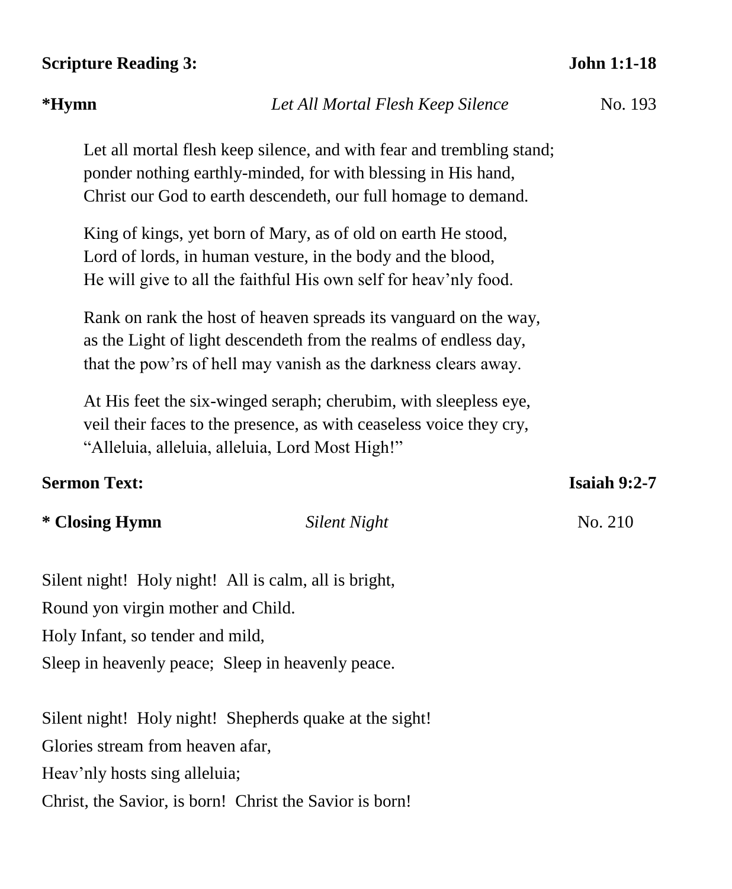**Scripture Reading 3:** **John 1:1-18**

**\*Hymn** *Let All Mortal Flesh Keep Silence* No. 193

Let all mortal flesh keep silence, and with fear and trembling stand;
ponder nothing earthly-minded, for with blessing in His hand,
Christ our God to earth descendeth, our full homage to demand.

King of kings, yet born of Mary, as of old on earth He stood,
Lord of lords, in human vesture, in the body and the blood,
He will give to all the faithful His own self for heav'nly food.

Rank on rank the host of heaven spreads its vanguard on the way,
as the Light of light descendeth from the realms of endless day,
that the pow'rs of hell may vanish as the darkness clears away.

At His feet the six-winged seraph; cherubim, with sleepless eye,
veil their faces to the presence, as with ceaseless voice they cry,
"Alleluia, alleluia, alleluia, Lord Most High!"

**Sermon Text:** **Isaiah 9:2-7**

**\* Closing Hymn** *Silent Night* No. 210

Silent night! Holy night! All is calm, all is bright,
Round yon virgin mother and Child.
Holy Infant, so tender and mild,
Sleep in heavenly peace; Sleep in heavenly peace.

Silent night! Holy night! Shepherds quake at the sight!
Glories stream from heaven afar,
Heav'nly hosts sing alleluia;
Christ, the Savior, is born! Christ the Savior is born!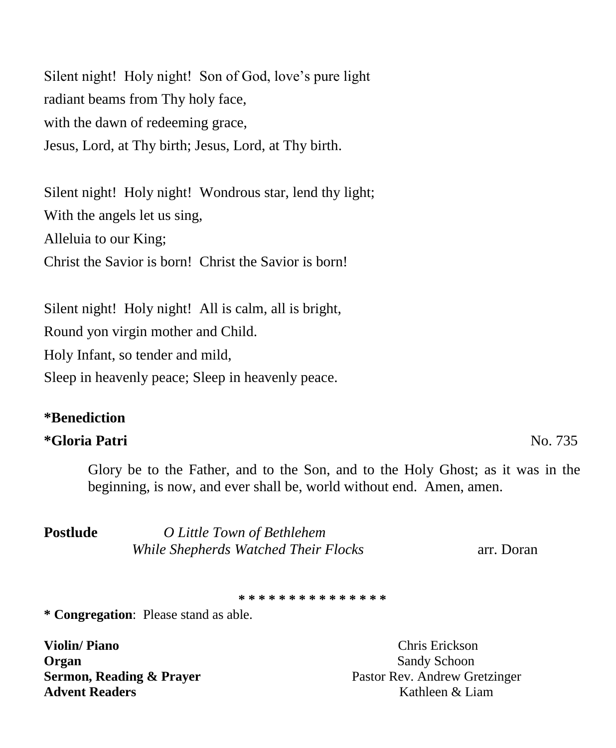Silent night! Holy night! Son of God, love's pure light
radiant beams from Thy holy face,
with the dawn of redeeming grace,
Jesus, Lord, at Thy birth; Jesus, Lord, at Thy birth.

Silent night! Holy night! Wondrous star, lend thy light;
With the angels let us sing,
Alleluia to our King;
Christ the Savior is born! Christ the Savior is born!

Silent night! Holy night! All is calm, all is bright,
Round yon virgin mother and Child.
Holy Infant, so tender and mild,
Sleep in heavenly peace; Sleep in heavenly peace.

**\*Benediction**

**\*Gloria Patri** No. 735

> Glory be to the Father, and to the Son, and to the Holy Ghost; as it was in the beginning, is now, and ever shall be, world without end. Amen, amen.

**Postlude** *O Little Town of Bethlehem*
*While Shepherds Watched Their Flocks* arr. Doran

\* \* \* \* \* \* \* \* \* \* \* \* \* \* \*

**\* Congregation**: Please stand as able.

| | |
|---|---|
| **Violin/ Piano** | Chris Erickson |
| **Organ** | Sandy Schoon |
| **Sermon, Reading & Prayer** | Pastor Rev. Andrew Gretzinger |
| **Advent Readers** | Kathleen & Liam |